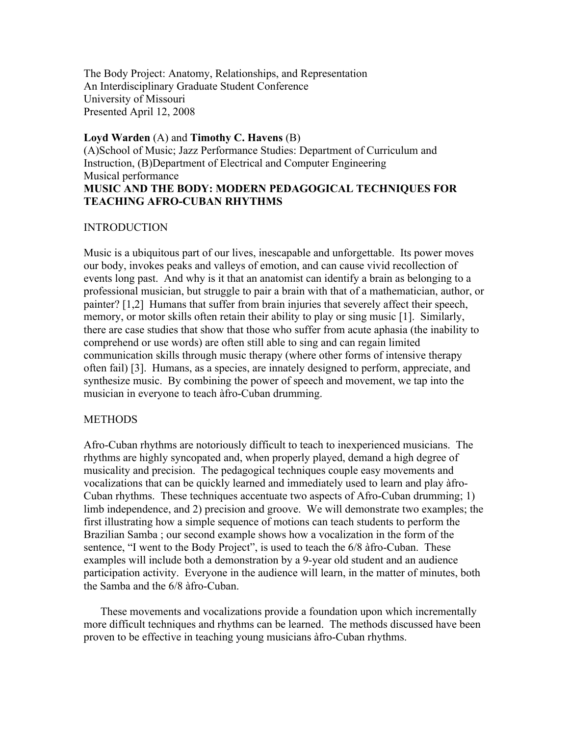The Body Project: Anatomy, Relationships, and Representation
An Interdisciplinary Graduate Student Conference
University of Missouri
Presented April 12, 2008

**Loyd Warden** (A) and **Timothy C. Havens** (B)
(A)School of Music; Jazz Performance Studies: Department of Curriculum and Instruction, (B)Department of Electrical and Computer Engineering
Musical performance

**MUSIC AND THE BODY: MODERN PEDAGOGICAL TECHNIQUES FOR TEACHING AFRO-CUBAN RHYTHMS**

## INTRODUCTION

Music is a ubiquitous part of our lives, inescapable and unforgettable. Its power moves our body, invokes peaks and valleys of emotion, and can cause vivid recollection of events long past. And why is it that an anatomist can identify a brain as belonging to a professional musician, but struggle to pair a brain with that of a mathematician, author, or painter? [1,2] Humans that suffer from brain injuries that severely affect their speech, memory, or motor skills often retain their ability to play or sing music [1]. Similarly, there are case studies that show that those who suffer from acute aphasia (the inability to comprehend or use words) are often still able to sing and can regain limited communication skills through music therapy (where other forms of intensive therapy often fail) [3]. Humans, as a species, are innately designed to perform, appreciate, and synthesize music. By combining the power of speech and movement, we tap into the musician in everyone to teach àfro-Cuban drumming.

## METHODS

Afro-Cuban rhythms are notoriously difficult to teach to inexperienced musicians. The rhythms are highly syncopated and, when properly played, demand a high degree of musicality and precision. The pedagogical techniques couple easy movements and vocalizations that can be quickly learned and immediately used to learn and play àfro-Cuban rhythms. These techniques accentuate two aspects of Afro-Cuban drumming; 1) limb independence, and 2) precision and groove. We will demonstrate two examples; the first illustrating how a simple sequence of motions can teach students to perform the Brazilian Samba ; our second example shows how a vocalization in the form of the sentence, "I went to the Body Project", is used to teach the 6/8 àfro-Cuban. These examples will include both a demonstration by a 9-year old student and an audience participation activity. Everyone in the audience will learn, in the matter of minutes, both the Samba and the 6/8 àfro-Cuban.

These movements and vocalizations provide a foundation upon which incrementally more difficult techniques and rhythms can be learned. The methods discussed have been proven to be effective in teaching young musicians àfro-Cuban rhythms.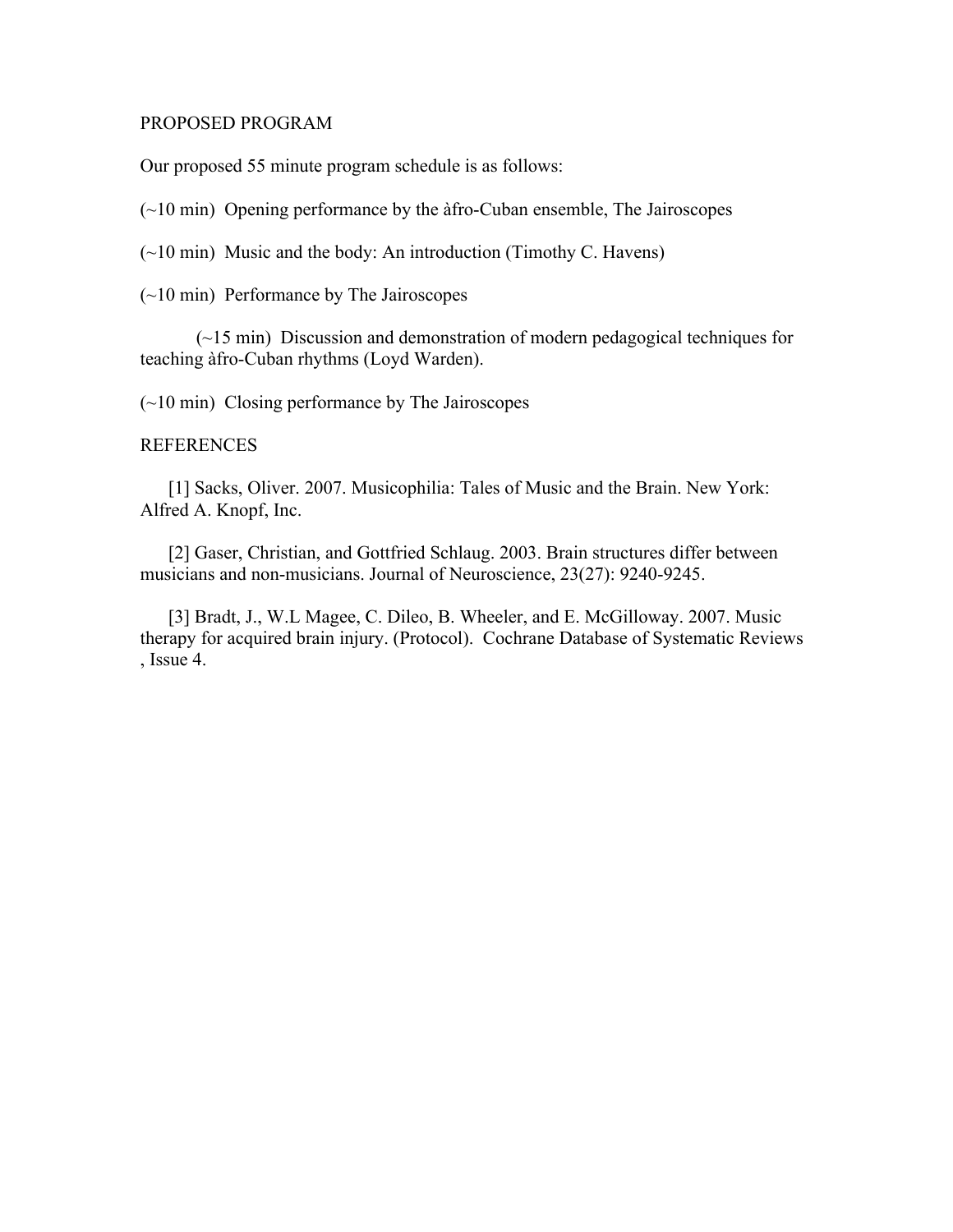PROPOSED PROGRAM

Our proposed 55 minute program schedule is as follows:

(~10 min) Opening performance by the àfro-Cuban ensemble, The Jairoscopes

(~10 min) Music and the body: An introduction (Timothy C. Havens)

(~10 min) Performance by The Jairoscopes

(~15 min) Discussion and demonstration of modern pedagogical techniques for teaching àfro-Cuban rhythms (Loyd Warden).

(~10 min) Closing performance by The Jairoscopes

REFERENCES

[1] Sacks, Oliver. 2007. Musicophilia: Tales of Music and the Brain. New York: Alfred A. Knopf, Inc.

[2] Gaser, Christian, and Gottfried Schlaug. 2003. Brain structures differ between musicians and non-musicians. Journal of Neuroscience, 23(27): 9240-9245.

[3] Bradt, J., W.L Magee, C. Dileo, B. Wheeler, and E. McGilloway. 2007. Music therapy for acquired brain injury. (Protocol). Cochrane Database of Systematic Reviews , Issue 4.